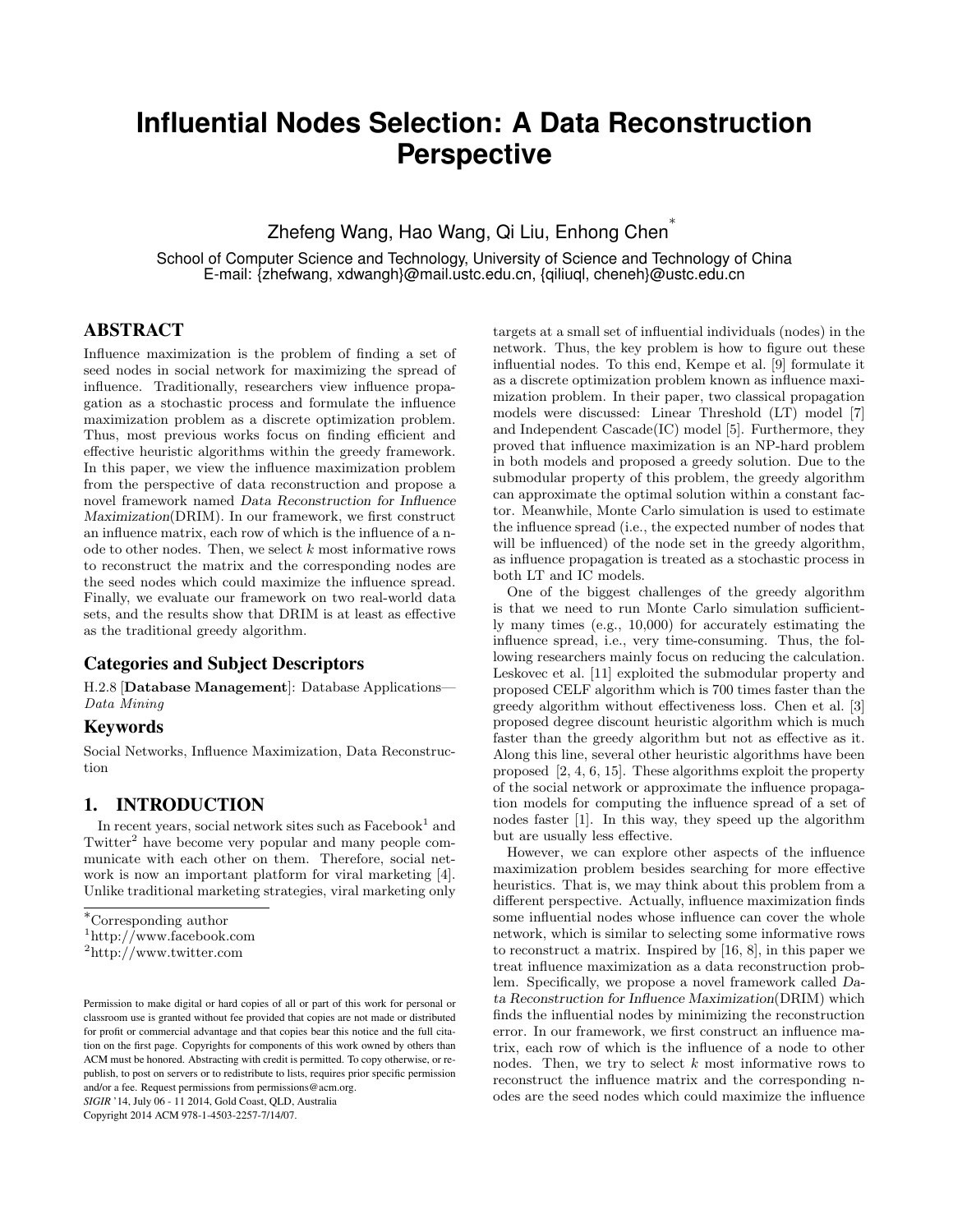# Influential Nodes Selection: A Data Reconstruction Perspective

Zhefeng Wang, Hao Wang, Qi Liu, Enhong Chen*

School of Computer Science and Technology, University of Science and Technology of China
E-mail: {zhefwang, xdwangh}@mail.ustc.edu.cn, {qiliuql, cheneh}@ustc.edu.cn

## ABSTRACT

Influence maximization is the problem of finding a set of seed nodes in social network for maximizing the spread of influence. Traditionally, researchers view influence propagation as a stochastic process and formulate the influence maximization problem as a discrete optimization problem. Thus, most previous works focus on finding efficient and effective heuristic algorithms within the greedy framework. In this paper, we view the influence maximization problem from the perspective of data reconstruction and propose a novel framework named *Data Reconstruction for Influence Maximization*(DRIM). In our framework, we first construct an influence matrix, each row of which is the influence of a node to other nodes. Then, we select $k$ most informative rows to reconstruct the matrix and the corresponding nodes are the seed nodes which could maximize the influence spread. Finally, we evaluate our framework on two real-world data sets, and the results show that DRIM is at least as effective as the traditional greedy algorithm.

## Categories and Subject Descriptors

H.2.8 [**Database Management**]: Database Applications—*Data Mining*

## Keywords

Social Networks, Influence Maximization, Data Reconstruction

## 1. INTRODUCTION

In recent years, social network sites such as Facebook[1] and Twitter[2] have become very popular and many people communicate with each other on them. Therefore, social network is now an important platform for viral marketing [4]. Unlike traditional marketing strategies, viral marketing only targets at a small set of influential individuals (nodes) in the network. Thus, the key problem is how to figure out these influential nodes. To this end, Kempe et al. [9] formulate it as a discrete optimization problem known as influence maximization problem. In their paper, two classical propagation models were discussed: Linear Threshold (LT) model [7] and Independent Cascade(IC) model [5]. Furthermore, they proved that influence maximization is an NP-hard problem in both models and proposed a greedy solution. Due to the submodular property of this problem, the greedy algorithm can approximate the optimal solution within a constant factor. Meanwhile, Monte Carlo simulation is used to estimate the influence spread (i.e., the expected number of nodes that will be influenced) of the node set in the greedy algorithm, as influence propagation is treated as a stochastic process in both LT and IC models.

One of the biggest challenges of the greedy algorithm is that we need to run Monte Carlo simulation sufficiently many times (e.g., 10,000) for accurately estimating the influence spread, i.e., very time-consuming. Thus, the following researchers mainly focus on reducing the calculation. Leskovec et al. [11] exploited the submodular property and proposed CELF algorithm which is 700 times faster than the greedy algorithm without effectiveness loss. Chen et al. [3] proposed degree discount heuristic algorithm which is much faster than the greedy algorithm but not as effective as it. Along this line, several other heuristic algorithms have been proposed [2, 4, 6, 15]. These algorithms exploit the property of the social network or approximate the influence propagation models for computing the influence spread of a set of nodes faster [1]. In this way, they speed up the algorithm but are usually less effective.

However, we can explore other aspects of the influence maximization problem besides searching for more effective heuristics. That is, we may think about this problem from a different perspective. Actually, influence maximization finds some influential nodes whose influence can cover the whole network, which is similar to selecting some informative rows to reconstruct a matrix. Inspired by [16, 8], in this paper we treat influence maximization as a data reconstruction problem. Specifically, we propose a novel framework called *Data Reconstruction for Influence Maximization*(DRIM) which finds the influential nodes by minimizing the reconstruction error. In our framework, we first construct an influence matrix, each row of which is the influence of a node to other nodes. Then, we try to select $k$ most informative rows to reconstruct the influence matrix and the corresponding nodes are the seed nodes which could maximize the influence

*Corresponding author
[1]http://www.facebook.com
[2]http://www.twitter.com

Permission to make digital or hard copies of all or part of this work for personal or classroom use is granted without fee provided that copies are not made or distributed for profit or commercial advantage and that copies bear this notice and the full citation on the first page. Copyrights for components of this work owned by others than ACM must be honored. Abstracting with credit is permitted. To copy otherwise, or republish, to post on servers or to redistribute to lists, requires prior specific permission and/or a fee. Request permissions from permissions@acm.org.
*SIGIR* '14, July 06 - 11 2014, Gold Coast, QLD, Australia
Copyright 2014 ACM 978-1-4503-2257-7/14/07.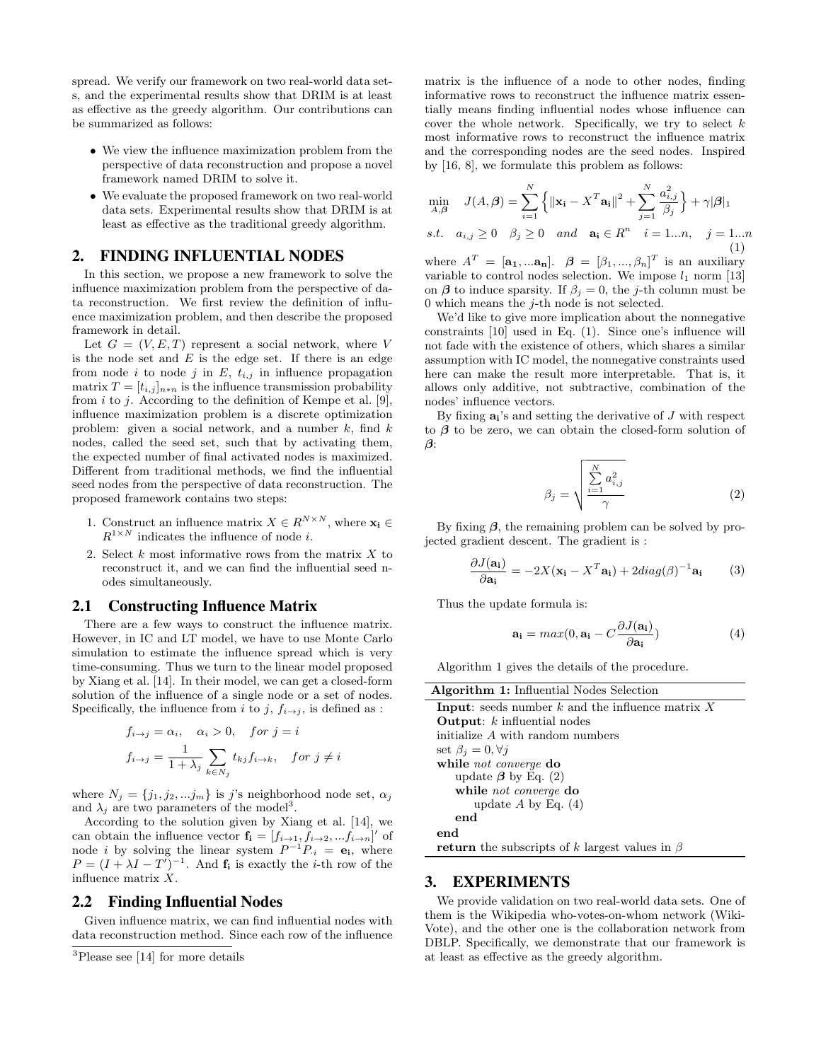spread. We verify our framework on two real-world data sets, and the experimental results show that DRIM is at least as effective as the greedy algorithm. Our contributions can be summarized as follows:

- We view the influence maximization problem from the perspective of data reconstruction and propose a novel framework named DRIM to solve it.
- We evaluate the proposed framework on two real-world data sets. Experimental results show that DRIM is at least as effective as the traditional greedy algorithm.

## 2. FINDING INFLUENTIAL NODES

In this section, we propose a new framework to solve the influence maximization problem from the perspective of data reconstruction. We first review the definition of influence maximization problem, and then describe the proposed framework in detail.

Let $G = (V, E, T)$ represent a social network, where $V$ is the node set and $E$ is the edge set. If there is an edge from node $i$ to node $j$ in $E$, $t_{i,j}$ in influence propagation matrix $T = [t_{i,j}]_{n*n}$ is the influence transmission probability from $i$ to $j$. According to the definition of Kempe et al. [9], influence maximization problem is a discrete optimization problem: given a social network, and a number $k$, find $k$ nodes, called the seed set, such that by activating them, the expected number of final activated nodes is maximized. Different from traditional methods, we find the influential seed nodes from the perspective of data reconstruction. The proposed framework contains two steps:

1. Construct an influence matrix $X \in R^{N \times N}$, where $\mathbf{x_i} \in R^{1 \times N}$ indicates the influence of node $i$.
2. Select $k$ most informative rows from the matrix $X$ to reconstruct it, and we can find the influential seed nodes simultaneously.

### 2.1 Constructing Influence Matrix

There are a few ways to construct the influence matrix. However, in IC and LT model, we have to use Monte Carlo simulation to estimate the influence spread which is very time-consuming. Thus we turn to the linear model proposed by Xiang et al. [14]. In their model, we can get a closed-form solution of the influence of a single node or a set of nodes. Specifically, the influence from $i$ to $j$, $f_{i \to j}$, is defined as :

$$f_{i \to j} = \alpha_i, \quad \alpha_i > 0, \quad for\ j = i$$

$$f_{i \to j} = \frac{1}{1 + \lambda_j} \sum_{k \in N_j} t_{kj} f_{i \to k}, \quad for\ j \neq i$$

where $N_j = \{j_1, j_2, ...j_m\}$ is $j$'s neighborhood node set, $\alpha_j$ and $\lambda_j$ are two parameters of the model[3].

According to the solution given by Xiang et al. [14], we can obtain the influence vector $\mathbf{f_i} = [f_{i \to 1}, f_{i \to 2}, ...f_{i \to n}]'$ of node $i$ by solving the linear system $P^{-1} P_{\cdot i} = \mathbf{e_i}$, where $P = (I + \lambda I - T')^{-1}$. And $\mathbf{f_i}$ is exactly the $i$-th row of the influence matrix $X$.

### 2.2 Finding Influential Nodes

Given influence matrix, we can find influential nodes with data reconstruction method. Since each row of the influence matrix is the influence of a node to other nodes, finding informative rows to reconstruct the influence matrix essentially means finding influential nodes whose influence can cover the whole network. Specifically, we try to select $k$ most informative rows to reconstruct the influence matrix and the corresponding nodes are the seed nodes. Inspired by [16, 8], we formulate this problem as follows:

$$\min_{A,\boldsymbol{\beta}} \quad J(A, \boldsymbol{\beta}) = \sum_{i=1}^{N} \left\{ \|\mathbf{x_i} - X^T \mathbf{a_i}\|^2 + \sum_{j=1}^{N} \frac{a_{i,j}^2}{\beta_j} \right\} + \gamma |\boldsymbol{\beta}|_1$$

$$s.t. \quad a_{i,j} \geq 0 \quad \beta_j \geq 0 \quad and \quad \mathbf{a_i} \in R^n \quad i = 1...n, \quad j = 1...n \tag{1}$$

where $A^T = [\mathbf{a_1}, ...\mathbf{a_n}]$. $\boldsymbol{\beta} = [\beta_1, ..., \beta_n]^T$ is an auxiliary variable to control nodes selection. We impose $l_1$ norm [13] on $\boldsymbol{\beta}$ to induce sparsity. If $\beta_j = 0$, the $j$-th column must be 0 which means the $j$-th node is not selected.

We'd like to give more implication about the nonnegative constraints [10] used in Eq. (1). Since one's influence will not fade with the existence of others, which shares a similar assumption with IC model, the nonnegative constraints used here can make the result more interpretable. That is, it allows only additive, not subtractive, combination of the nodes' influence vectors.

By fixing $\mathbf{a_i}$'s and setting the derivative of $J$ with respect to $\boldsymbol{\beta}$ to be zero, we can obtain the closed-form solution of $\boldsymbol{\beta}$:

$$\beta_j = \sqrt{\frac{\sum_{i=1}^{N} a_{i,j}^2}{\gamma}} \tag{2}$$

By fixing $\boldsymbol{\beta}$, the remaining problem can be solved by projected gradient descent. The gradient is :

$$\frac{\partial J(\mathbf{a_i})}{\partial \mathbf{a_i}} = -2X(\mathbf{x_i} - X^T \mathbf{a_i}) + 2diag(\beta)^{-1} \mathbf{a_i} \tag{3}$$

Thus the update formula is:

$$\mathbf{a_i} = max(0, \mathbf{a_i} - C \frac{\partial J(\mathbf{a_i})}{\partial \mathbf{a_i}}) \tag{4}$$

Algorithm 1 gives the details of the procedure.

```
Algorithm 1: Influential Nodes Selection
Input: seeds number k and the influence matrix X
Output: k influential nodes
initialize A with random numbers
set β_j = 0, ∀j
while not converge do
    update β by Eq. (2)
    while not converge do
        update A by Eq. (4)
    end
end
return the subscripts of k largest values in β
```

## 3. EXPERIMENTS

We provide validation on two real-world data sets. One of them is the Wikipedia who-votes-on-whom network (Wiki-Vote), and the other one is the collaboration network from DBLP. Specifically, we demonstrate that our framework is at least as effective as the greedy algorithm.

[3] Please see [14] for more details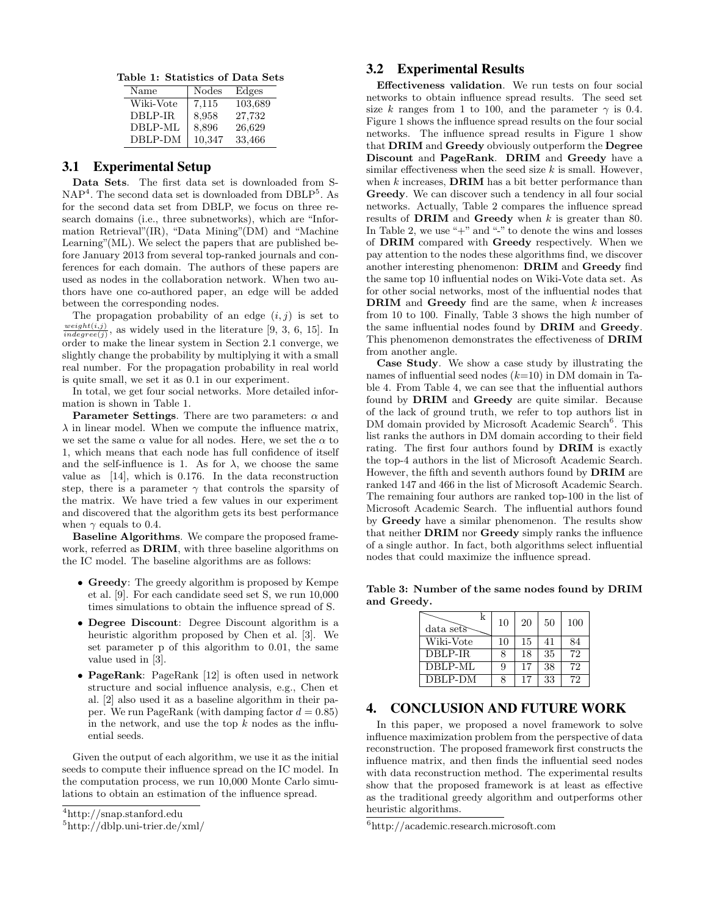Table 1: Statistics of Data Sets

| Name | Nodes | Edges |
|---|---|---|
| Wiki-Vote | 7,115 | 103,689 |
| DBLP-IR | 8,958 | 27,732 |
| DBLP-ML | 8,896 | 26,629 |
| DBLP-DM | 10,347 | 33,466 |

## 3.1 Experimental Setup

**Data Sets**. The first data set is downloaded from S-NAP[4]. The second data set is downloaded from DBLP[5]. As for the second data set from DBLP, we focus on three research domains (i.e., three subnetworks), which are "Information Retrieval"(IR), "Data Mining"(DM) and "Machine Learning"(ML). We select the papers that are published before January 2013 from several top-ranked journals and conferences for each domain. The authors of these papers are used as nodes in the collaboration network. When two authors have one co-authored paper, an edge will be added between the corresponding nodes.

The propagation probability of an edge $(i, j)$ is set to $\frac{weight(i,j)}{indegree(j)}$, as widely used in the literature [9, 3, 6, 15]. In order to make the linear system in Section 2.1 converge, we slightly change the probability by multiplying it with a small real number. For the propagation probability in real world is quite small, we set it as 0.1 in our experiment.

In total, we get four social networks. More detailed information is shown in Table 1.

**Parameter Settings**. There are two parameters: $\alpha$ and $\lambda$ in linear model. When we compute the influence matrix, we set the same $\alpha$ value for all nodes. Here, we set the $\alpha$ to 1, which means that each node has full confidence of itself and the self-influence is 1. As for $\lambda$, we choose the same value as [14], which is 0.176. In the data reconstruction step, there is a parameter $\gamma$ that controls the sparsity of the matrix. We have tried a few values in our experiment and discovered that the algorithm gets its best performance when $\gamma$ equals to 0.4.

**Baseline Algorithms**. We compare the proposed framework, referred as **DRIM**, with three baseline algorithms on the IC model. The baseline algorithms are as follows:

- **Greedy**: The greedy algorithm is proposed by Kempe et al. [9]. For each candidate seed set S, we run 10,000 times simulations to obtain the influence spread of S.
- **Degree Discount**: Degree Discount algorithm is a heuristic algorithm proposed by Chen et al. [3]. We set parameter p of this algorithm to 0.01, the same value used in [3].
- **PageRank**: PageRank [12] is often used in network structure and social influence analysis, e.g., Chen et al. [2] also used it as a baseline algorithm in their paper. We run PageRank (with damping factor $d = 0.85$) in the network, and use the top $k$ nodes as the influential seeds.

Given the output of each algorithm, we use it as the initial seeds to compute their influence spread on the IC model. In the computation process, we run 10,000 Monte Carlo simulations to obtain an estimation of the influence spread.

[4]http://snap.stanford.edu

[5]http://dblp.uni-trier.de/xml/

## 3.2 Experimental Results

**Effectiveness validation**. We run tests on four social networks to obtain influence spread results. The seed set size $k$ ranges from 1 to 100, and the parameter $\gamma$ is 0.4. Figure 1 shows the influence spread results on the four social networks. The influence spread results in Figure 1 show that **DRIM** and **Greedy** obviously outperform the **Degree Discount** and **PageRank**. **DRIM** and **Greedy** have a similar effectiveness when the seed size $k$ is small. However, when $k$ increases, **DRIM** has a bit better performance than **Greedy**. We can discover such a tendency in all four social networks. Actually, Table 2 compares the influence spread results of **DRIM** and **Greedy** when $k$ is greater than 80. In Table 2, we use "+" and "-" to denote the wins and losses of **DRIM** compared with **Greedy** respectively. When we pay attention to the nodes these algorithms find, we discover another interesting phenomenon: **DRIM** and **Greedy** find the same top 10 influential nodes on Wiki-Vote data set. As for other social networks, most of the influential nodes that **DRIM** and **Greedy** find are the same, when $k$ increases from 10 to 100. Finally, Table 3 shows the high number of the same influential nodes found by **DRIM** and **Greedy**. This phenomenon demonstrates the effectiveness of **DRIM** from another angle.

**Case Study**. We show a case study by illustrating the names of influential seed nodes ($k$=10) in DM domain in Table 4. From Table 4, we can see that the influential authors found by **DRIM** and **Greedy** are quite similar. Because of the lack of ground truth, we refer to top authors list in DM domain provided by Microsoft Academic Search[6]. This list ranks the authors in DM domain according to their field rating. The first four authors found by **DRIM** is exactly the top-4 authors in the list of Microsoft Academic Search. However, the fifth and seventh authors found by **DRIM** are ranked 147 and 466 in the list of Microsoft Academic Search. The remaining four authors are ranked top-100 in the list of Microsoft Academic Search. The influential authors found by **Greedy** have a similar phenomenon. The results show that neither **DRIM** nor **Greedy** simply ranks the influence of a single author. In fact, both algorithms select influential nodes that could maximize the influence spread.

Table 3: Number of the same nodes found by DRIM and Greedy.

| data sets \ k | 10 | 20 | 50 | 100 |
|---|---|---|---|---|
| Wiki-Vote | 10 | 15 | 41 | 84 |
| DBLP-IR | 8 | 18 | 35 | 72 |
| DBLP-ML | 9 | 17 | 38 | 72 |
| DBLP-DM | 8 | 17 | 33 | 72 |

# 4. CONCLUSION AND FUTURE WORK

In this paper, we proposed a novel framework to solve influence maximization problem from the perspective of data reconstruction. The proposed framework first constructs the influence matrix, and then finds the influential seed nodes with data reconstruction method. The experimental results show that the proposed framework is at least as effective as the traditional greedy algorithm and outperforms other heuristic algorithms.

[6]http://academic.research.microsoft.com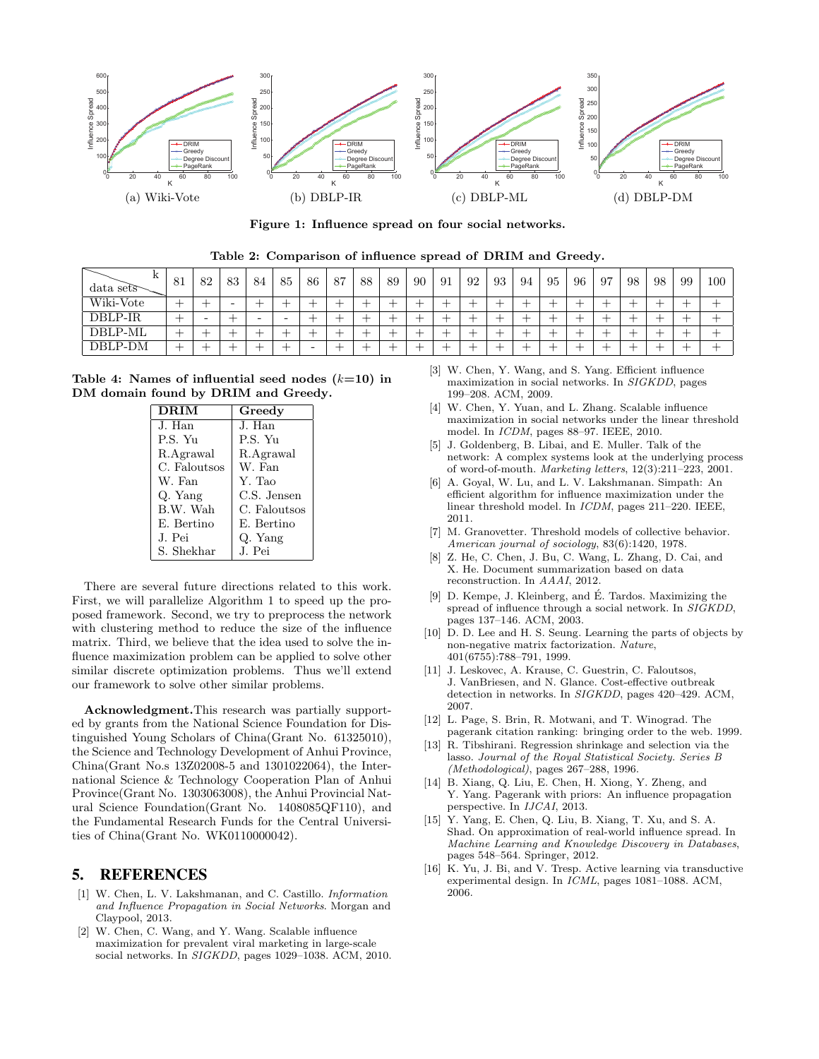600
500
400
300
200
100
0
Influence Spread
0 20 40 60 80 100
K
DRIM
Greedy
Degree Discount
PageRank

(a) Wiki-Vote

300
250
200
150
100
50
0
Influence Spread
0 20 40 60 80 100
K
DRIM
Greedy
Degree Discount
PageRank

(b) DBLP-IR

300
250
200
150
100
50
0
Influence Spread
0 20 40 60 80 100
K
DRIM
Greedy
Degree Discount
PageRank

(c) DBLP-ML

350
300
250
200
150
100
50
0
Influence Spread
0 20 40 60 80 100
K
DRIM
Greedy
Degree Discount
PageRank

(d) DBLP-DM

**Figure 1: Influence spread on four social networks.**

**Table 2: Comparison of influence spread of DRIM and Greedy.**

| data sets \ k | 81 | 82 | 83 | 84 | 85 | 86 | 87 | 88 | 89 | 90 | 91 | 92 | 93 | 94 | 95 | 96 | 97 | 98 | 98 | 99 | 100 |
|---|---|---|---|---|---|---|---|---|---|---|---|---|---|---|---|---|---|---|---|---|---|
| Wiki-Vote | + | + | - | + | + | + | + | + | + | + | + | + | + | + | + | + | + | + | + | + | + |
| DBLP-IR | + | - | + | - | - | + | + | + | + | + | + | + | + | + | + | + | + | + | + | + | + |
| DBLP-ML | + | + | + | + | + | + | + | + | + | + | + | + | + | + | + | + | + | + | + | + | + |
| DBLP-DM | + | + | + | + | + | - | + | + | + | + | + | + | + | + | + | + | + | + | + | + | + |

**Table 4: Names of influential seed nodes ($k$=10) in DM domain found by DRIM and Greedy.**

| DRIM | Greedy |
|---|---|
| J. Han | J. Han |
| P.S. Yu | P.S. Yu |
| R.Agrawal | R.Agrawal |
| C. Faloutsos | W. Fan |
| W. Fan | Y. Tao |
| Q. Yang | C.S. Jensen |
| B.W. Wah | C. Faloutsos |
| E. Bertino | E. Bertino |
| J. Pei | Q. Yang |
| S. Shekhar | J. Pei |

There are several future directions related to this work. First, we will parallelize Algorithm 1 to speed up the proposed framework. Second, we try to preprocess the network with clustering method to reduce the size of the influence matrix. Third, we believe that the idea used to solve the influence maximization problem can be applied to solve other similar discrete optimization problems. Thus we'll extend our framework to solve other similar problems.

**Acknowledgment.**This research was partially supported by grants from the National Science Foundation for Distinguished Young Scholars of China(Grant No. 61325010), the Science and Technology Development of Anhui Province, China(Grant No.s 13Z02008-5 and 1301022064), the International Science & Technology Cooperation Plan of Anhui Province(Grant No. 1303063008), the Anhui Provincial Natural Science Foundation(Grant No. 1408085QF110), and the Fundamental Research Funds for the Central Universities of China(Grant No. WK0110000042).

# 5. REFERENCES

[1] W. Chen, L. V. Lakshmanan, and C. Castillo. *Information and Influence Propagation in Social Networks*. Morgan and Claypool, 2013.

[2] W. Chen, C. Wang, and Y. Wang. Scalable influence maximization for prevalent viral marketing in large-scale social networks. In *SIGKDD*, pages 1029–1038. ACM, 2010.

[3] W. Chen, Y. Wang, and S. Yang. Efficient influence maximization in social networks. In *SIGKDD*, pages 199–208. ACM, 2009.

[4] W. Chen, Y. Yuan, and L. Zhang. Scalable influence maximization in social networks under the linear threshold model. In *ICDM*, pages 88–97. IEEE, 2010.

[5] J. Goldenberg, B. Libai, and E. Muller. Talk of the network: A complex systems look at the underlying process of word-of-mouth. *Marketing letters*, 12(3):211–223, 2001.

[6] A. Goyal, W. Lu, and L. V. Lakshmanan. Simpath: An efficient algorithm for influence maximization under the linear threshold model. In *ICDM*, pages 211–220. IEEE, 2011.

[7] M. Granovetter. Threshold models of collective behavior. *American journal of sociology*, 83(6):1420, 1978.

[8] Z. He, C. Chen, J. Bu, C. Wang, L. Zhang, D. Cai, and X. He. Document summarization based on data reconstruction. In *AAAI*, 2012.

[9] D. Kempe, J. Kleinberg, and É. Tardos. Maximizing the spread of influence through a social network. In *SIGKDD*, pages 137–146. ACM, 2003.

[10] D. D. Lee and H. S. Seung. Learning the parts of objects by non-negative matrix factorization. *Nature*, 401(6755):788–791, 1999.

[11] J. Leskovec, A. Krause, C. Guestrin, C. Faloutsos, J. VanBriesen, and N. Glance. Cost-effective outbreak detection in networks. In *SIGKDD*, pages 420–429. ACM, 2007.

[12] L. Page, S. Brin, R. Motwani, and T. Winograd. The pagerank citation ranking: bringing order to the web. 1999.

[13] R. Tibshirani. Regression shrinkage and selection via the lasso. *Journal of the Royal Statistical Society. Series B (Methodological)*, pages 267–288, 1996.

[14] B. Xiang, Q. Liu, E. Chen, H. Xiong, Y. Zheng, and Y. Yang. Pagerank with priors: An influence propagation perspective. In *IJCAI*, 2013.

[15] Y. Yang, E. Chen, Q. Liu, B. Xiang, T. Xu, and S. A. Shad. On approximation of real-world influence spread. In *Machine Learning and Knowledge Discovery in Databases*, pages 548–564. Springer, 2012.

[16] K. Yu, J. Bi, and V. Tresp. Active learning via transductive experimental design. In *ICML*, pages 1081–1088. ACM, 2006.